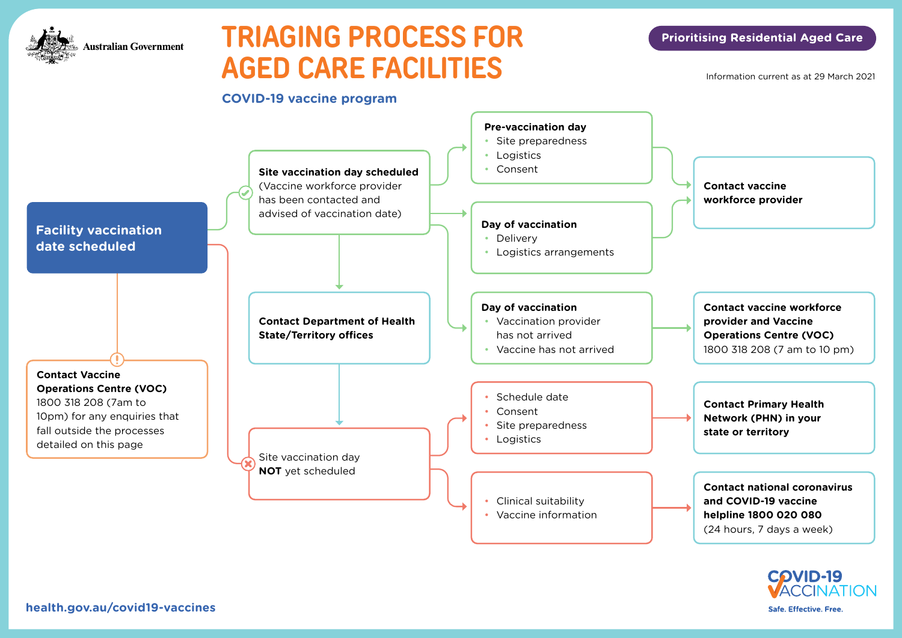Australian Government

Prioritising Residential Aged Care

# TRIAGING PROCESS FOR AGED CARE FACILITIES

## COVID-19 vaccine program

Information current as at 29 March 2021

**Facility vaccination date scheduled**

**Site vaccination day scheduled** (Vaccine workforce provider has been contacted and advised of vaccination date)

**Pre-vaccination day**
- Site preparedness
- Logistics
- Consent

**Day of vaccination**
- Delivery
- Logistics arrangements

→ **Contact vaccine workforce provider**

**Day of vaccination**
- Vaccination provider has not arrived
- Vaccine has not arrived

→ **Contact vaccine workforce provider and Vaccine Operations Centre (VOC)** 1800 318 208 (7 am to 10 pm)

**Contact Department of Health State/Territory offices**

Site vaccination day **NOT** yet scheduled

- Schedule date
- Consent
- Site preparedness
- Logistics

→ **Contact Primary Health Network (PHN) in your state or territory**

- Clinical suitability
- Vaccine information

→ **Contact national coronavirus and COVID-19 vaccine helpline 1800 020 080** (24 hours, 7 days a week)

**Contact Vaccine Operations Centre (VOC)** 1800 318 208 (7am to 10pm) for any enquiries that fall outside the processes detailed on this page

health.gov.au/covid19-vaccines

COVID-19 VACCINATION
Safe. Effective. Free.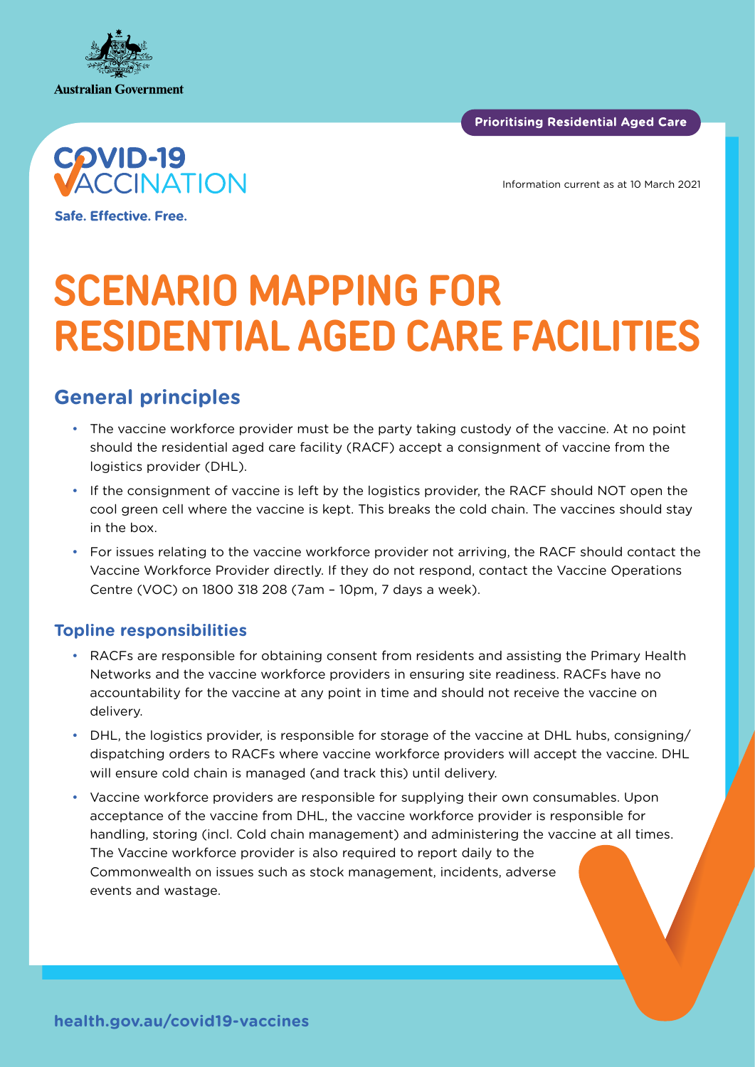Australian Government

Prioritising Residential Aged Care

COVID-19 VACCINATION

Safe. Effective. Free.

Information current as at 10 March 2021

# SCENARIO MAPPING FOR RESIDENTIAL AGED CARE FACILITIES

## General principles

- The vaccine workforce provider must be the party taking custody of the vaccine. At no point should the residential aged care facility (RACF) accept a consignment of vaccine from the logistics provider (DHL).
- If the consignment of vaccine is left by the logistics provider, the RACF should NOT open the cool green cell where the vaccine is kept. This breaks the cold chain. The vaccines should stay in the box.
- For issues relating to the vaccine workforce provider not arriving, the RACF should contact the Vaccine Workforce Provider directly. If they do not respond, contact the Vaccine Operations Centre (VOC) on 1800 318 208 (7am – 10pm, 7 days a week).

### Topline responsibilities

- RACFs are responsible for obtaining consent from residents and assisting the Primary Health Networks and the vaccine workforce providers in ensuring site readiness. RACFs have no accountability for the vaccine at any point in time and should not receive the vaccine on delivery.
- DHL, the logistics provider, is responsible for storage of the vaccine at DHL hubs, consigning/ dispatching orders to RACFs where vaccine workforce providers will accept the vaccine. DHL will ensure cold chain is managed (and track this) until delivery.
- Vaccine workforce providers are responsible for supplying their own consumables. Upon acceptance of the vaccine from DHL, the vaccine workforce provider is responsible for handling, storing (incl. Cold chain management) and administering the vaccine at all times. The Vaccine workforce provider is also required to report daily to the Commonwealth on issues such as stock management, incidents, adverse events and wastage.

health.gov.au/covid19-vaccines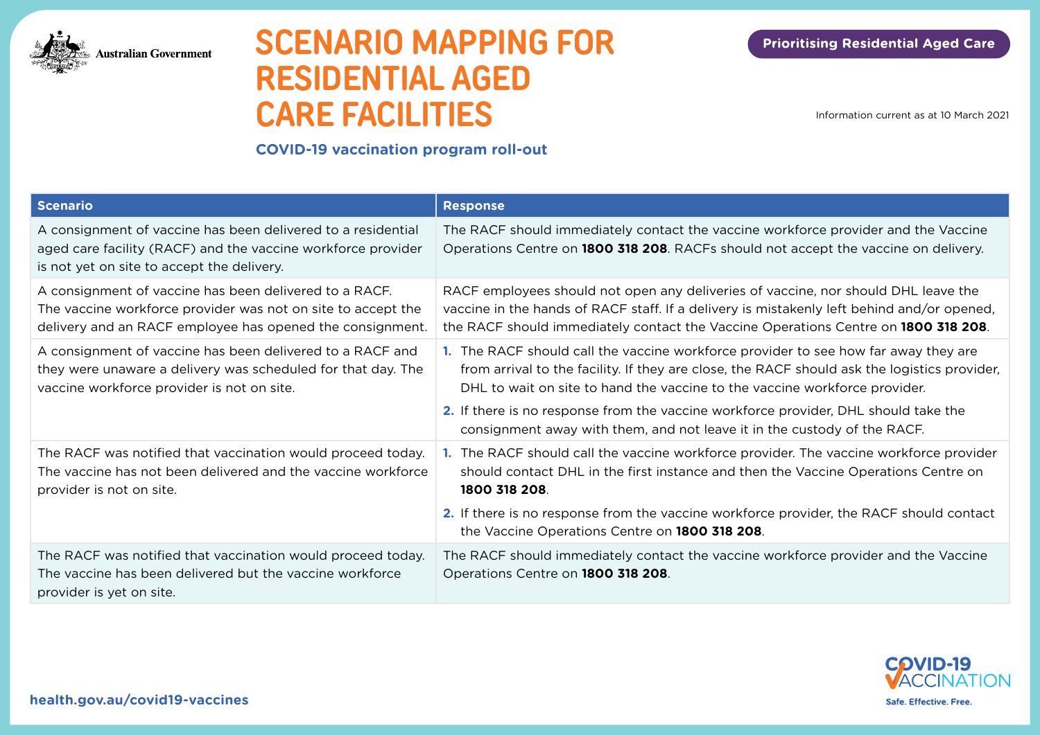Australian Government

# SCENARIO MAPPING FOR RESIDENTIAL AGED CARE FACILITIES

**COVID-19 vaccination program roll-out**

Prioritising Residential Aged Care

Information current as at 10 March 2021

| Scenario | Response |
|---|---|
| A consignment of vaccine has been delivered to a residential aged care facility (RACF) and the vaccine workforce provider is not yet on site to accept the delivery. | The RACF should immediately contact the vaccine workforce provider and the Vaccine Operations Centre on **1800 318 208**. RACFs should not accept the vaccine on delivery. |
| A consignment of vaccine has been delivered to a RACF. The vaccine workforce provider was not on site to accept the delivery and an RACF employee has opened the consignment. | RACF employees should not open any deliveries of vaccine, nor should DHL leave the vaccine in the hands of RACF staff. If a delivery is mistakenly left behind and/or opened, the RACF should immediately contact the Vaccine Operations Centre on **1800 318 208**. |
| A consignment of vaccine has been delivered to a RACF and they were unaware a delivery was scheduled for that day. The vaccine workforce provider is not on site. | 1. The RACF should call the vaccine workforce provider to see how far away they are from arrival to the facility. If they are close, the RACF should ask the logistics provider, DHL to wait on site to hand the vaccine to the vaccine workforce provider. 2. If there is no response from the vaccine workforce provider, DHL should take the consignment away with them, and not leave it in the custody of the RACF. |
| The RACF was notified that vaccination would proceed today. The vaccine has not been delivered and the vaccine workforce provider is not on site. | 1. The RACF should call the vaccine workforce provider. The vaccine workforce provider should contact DHL in the first instance and then the Vaccine Operations Centre on **1800 318 208**. 2. If there is no response from the vaccine workforce provider, the RACF should contact the Vaccine Operations Centre on **1800 318 208**. |
| The RACF was notified that vaccination would proceed today. The vaccine has been delivered but the vaccine workforce provider is yet on site. | The RACF should immediately contact the vaccine workforce provider and the Vaccine Operations Centre on **1800 318 208**. |

**health.gov.au/covid19-vaccines**

COVID-19 VACCINATION

Safe. Effective. Free.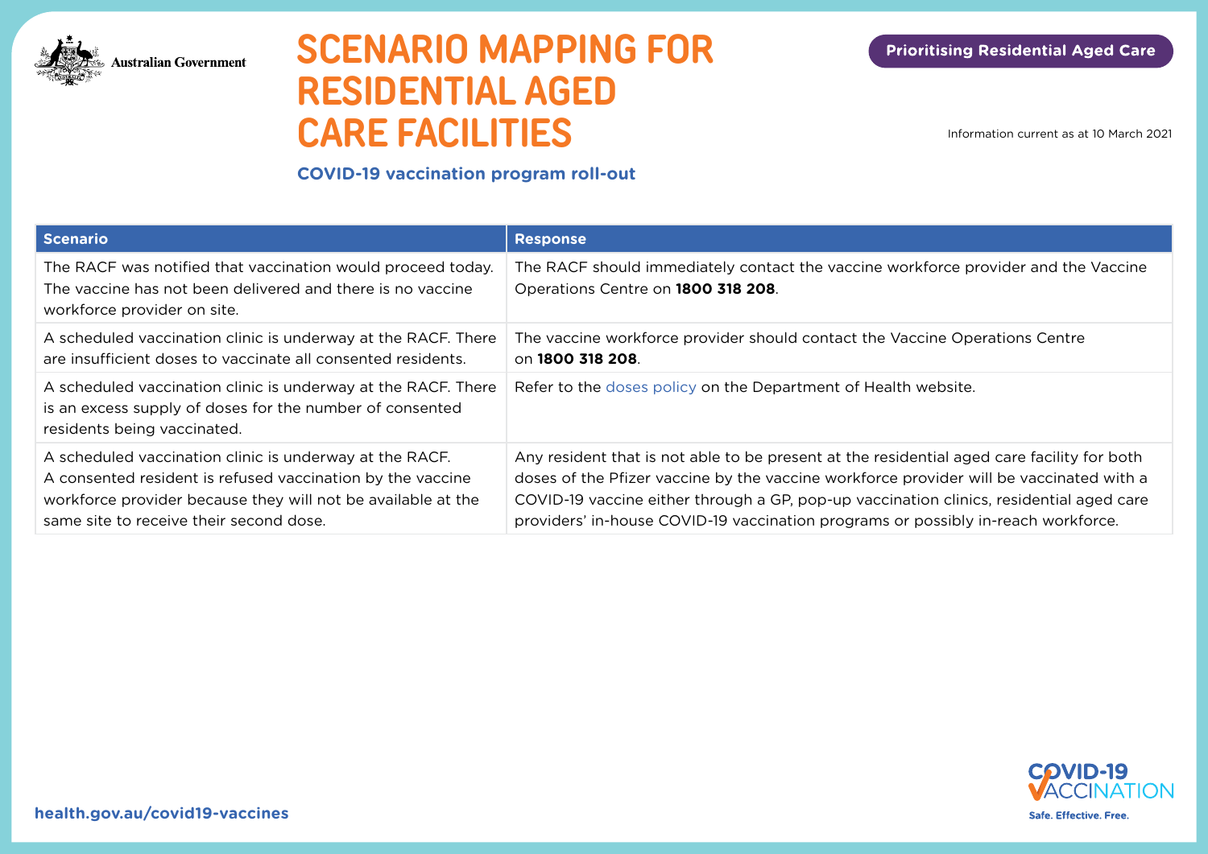# SCENARIO MAPPING FOR RESIDENTIAL AGED CARE FACILITIES

**COVID-19 vaccination program roll-out**

Prioritising Residential Aged Care

Information current as at 10 March 2021

| Scenario | Response |
| --- | --- |
| The RACF was notified that vaccination would proceed today. The vaccine has not been delivered and there is no vaccine workforce provider on site. | The RACF should immediately contact the vaccine workforce provider and the Vaccine Operations Centre on **1800 318 208**. |
| A scheduled vaccination clinic is underway at the RACF. There are insufficient doses to vaccinate all consented residents. | The vaccine workforce provider should contact the Vaccine Operations Centre on **1800 318 208**. |
| A scheduled vaccination clinic is underway at the RACF. There is an excess supply of doses for the number of consented residents being vaccinated. | Refer to the doses policy on the Department of Health website. |
| A scheduled vaccination clinic is underway at the RACF. A consented resident is refused vaccination by the vaccine workforce provider because they will not be available at the same site to receive their second dose. | Any resident that is not able to be present at the residential aged care facility for both doses of the Pfizer vaccine by the vaccine workforce provider will be vaccinated with a COVID-19 vaccine either through a GP, pop-up vaccination clinics, residential aged care providers' in-house COVID-19 vaccination programs or possibly in-reach workforce. |

health.gov.au/covid19-vaccines

COVID-19 VACCINATION
Safe. Effective. Free.